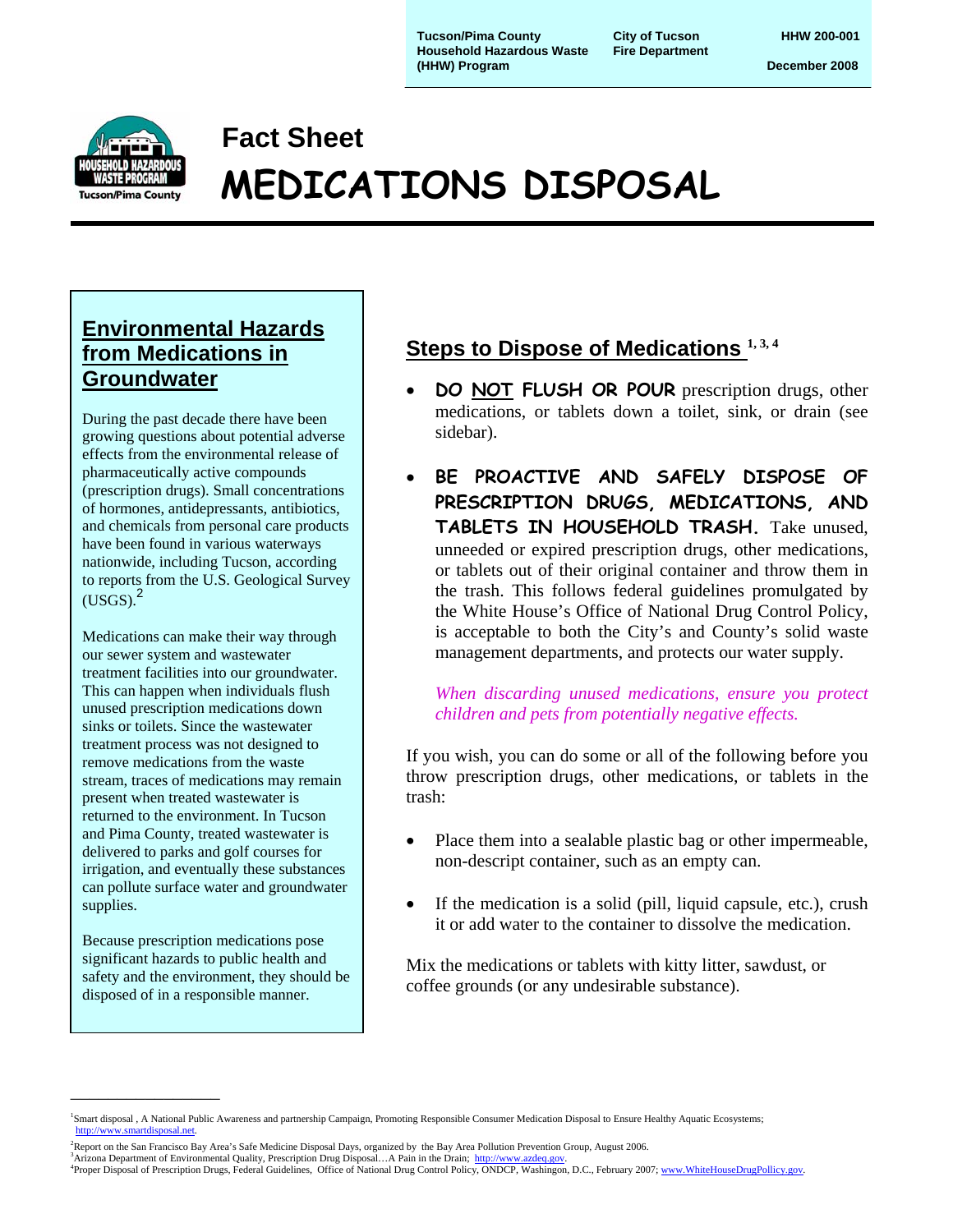Tucson/Pima County Household Hazardous Waste (HHW) Program | City of Tucson Fire Department | HHW 200-001 | December 2008

# Fact Sheet

# MEDICATIONS DISPOSAL

## Environmental Hazards from Medications in Groundwater

During the past decade there have been growing questions about potential adverse effects from the environmental release of pharmaceutically active compounds (prescription drugs). Small concentrations of hormones, antidepressants, antibiotics, and chemicals from personal care products have been found in various waterways nationwide, including Tucson, according to reports from the U.S. Geological Survey (USGS).[2]

Medications can make their way through our sewer system and wastewater treatment facilities into our groundwater. This can happen when individuals flush unused prescription medications down sinks or toilets. Since the wastewater treatment process was not designed to remove medications from the waste stream, traces of medications may remain present when treated wastewater is returned to the environment. In Tucson and Pima County, treated wastewater is delivered to parks and golf courses for irrigation, and eventually these substances can pollute surface water and groundwater supplies.

Because prescription medications pose significant hazards to public health and safety and the environment, they should be disposed of in a responsible manner.

## Steps to Dispose of Medications [1, 3, 4]

- **DO NOT FLUSH OR POUR** prescription drugs, other medications, or tablets down a toilet, sink, or drain (see sidebar).
- **BE PROACTIVE AND SAFELY DISPOSE OF PRESCRIPTION DRUGS, MEDICATIONS, AND TABLETS IN HOUSEHOLD TRASH.** Take unused, unneeded or expired prescription drugs, other medications, or tablets out of their original container and throw them in the trash. This follows federal guidelines promulgated by the White House's Office of National Drug Control Policy, is acceptable to both the City's and County's solid waste management departments, and protects our water supply.

  *When discarding unused medications, ensure you protect children and pets from potentially negative effects.*

If you wish, you can do some or all of the following before you throw prescription drugs, other medications, or tablets in the trash:

- Place them into a sealable plastic bag or other impermeable, non-descript container, such as an empty can.
- If the medication is a solid (pill, liquid capsule, etc.), crush it or add water to the container to dissolve the medication.

Mix the medications or tablets with kitty litter, sawdust, or coffee grounds (or any undesirable substance).

---

[1] Smart disposal , A National Public Awareness and partnership Campaign, Promoting Responsible Consumer Medication Disposal to Ensure Healthy Aquatic Ecosystems; http://www.smartdisposal.net.

[2] Report on the San Francisco Bay Area's Safe Medicine Disposal Days, organized by the Bay Area Pollution Prevention Group, August 2006.

[3] Arizona Department of Environmental Quality, Prescription Drug Disposal…A Pain in the Drain; http://www.azdeq.gov.

[4] Proper Disposal of Prescription Drugs, Federal Guidelines, Office of National Drug Control Policy, ONDCP, Washington, D.C., February 2007; www.WhiteHouseDrugPollicy.gov.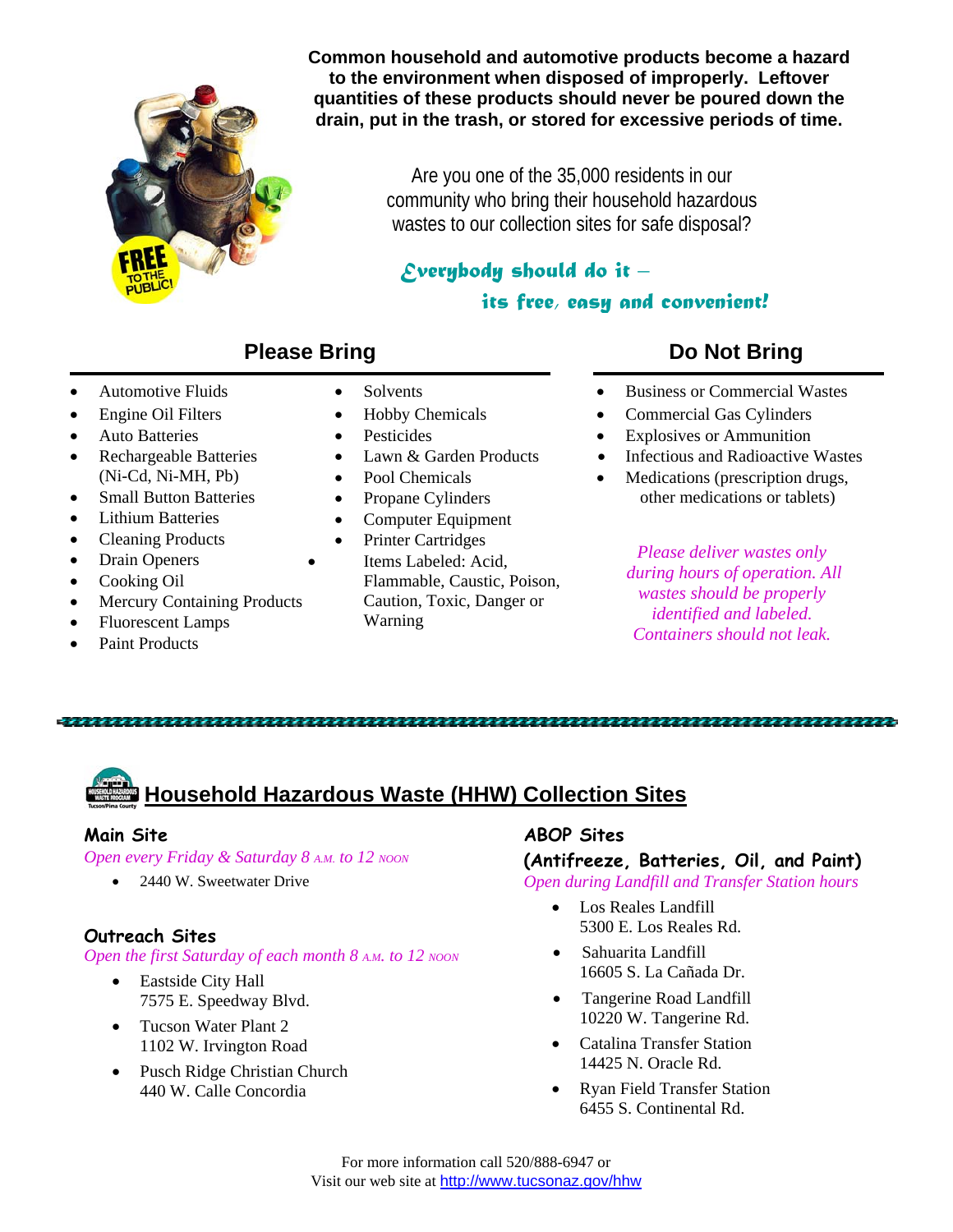**Common household and automotive products become a hazard to the environment when disposed of improperly. Leftover quantities of these products should never be poured down the drain, put in the trash, or stored for excessive periods of time.**

Are you one of the 35,000 residents in our community who bring their household hazardous wastes to our collection sites for safe disposal?

*Everybody should do it – its free, easy and convenient!*

## Please Bring

- Automotive Fluids
- Engine Oil Filters
- Auto Batteries
- Rechargeable Batteries (Ni-Cd, Ni-MH, Pb)
- Small Button Batteries
- Lithium Batteries
- Cleaning Products
- Drain Openers
- Cooking Oil
- Mercury Containing Products
- Fluorescent Lamps
- Paint Products
- Solvents
- Hobby Chemicals
- Pesticides
- Lawn & Garden Products
- Pool Chemicals
- Propane Cylinders
- Computer Equipment
- Printer Cartridges
- Items Labeled: Acid, Flammable, Caustic, Poison, Caution, Toxic, Danger or Warning

## Do Not Bring

- Business or Commercial Wastes
- Commercial Gas Cylinders
- Explosives or Ammunition
- Infectious and Radioactive Wastes
- Medications (prescription drugs, other medications or tablets)

*Please deliver wastes only during hours of operation. All wastes should be properly identified and labeled. Containers should not leak.*

## Household Hazardous Waste (HHW) Collection Sites

### Main Site

*Open every Friday & Saturday 8 A.M. to 12 NOON*

- 2440 W. Sweetwater Drive

### Outreach Sites

*Open the first Saturday of each month 8 A.M. to 12 NOON*

- Eastside City Hall
  7575 E. Speedway Blvd.
- Tucson Water Plant 2
  1102 W. Irvington Road
- Pusch Ridge Christian Church
  440 W. Calle Concordia

### ABOP Sites

### (Antifreeze, Batteries, Oil, and Paint)

*Open during Landfill and Transfer Station hours*

- Los Reales Landfill
  5300 E. Los Reales Rd.
- Sahuarita Landfill
  16605 S. La Cañada Dr.
- Tangerine Road Landfill
  10220 W. Tangerine Rd.
- Catalina Transfer Station
  14425 N. Oracle Rd.
- Ryan Field Transfer Station
  6455 S. Continental Rd.

For more information call 520/888-6947 or
Visit our web site at http://www.tucsonaz.gov/hhw